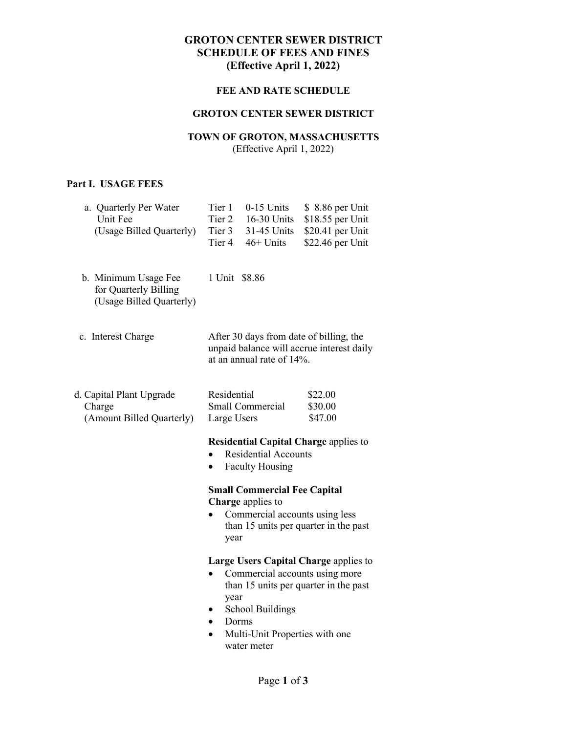# GROTON CENTER SEWER DISTRICT
# SCHEDULE OF FEES AND FINES
# (Effective April 1, 2022)

## FEE AND RATE SCHEDULE

## GROTON CENTER SEWER DISTRICT

## TOWN OF GROTON, MASSACHUSETTS

(Effective April 1, 2022)

### Part I. USAGE FEES

a. Quarterly Per Water Unit Fee (Usage Billed Quarterly)

| Tier | Units | Rate |
| --- | --- | --- |
| Tier 1 | 0-15 Units | $ 8.86 per Unit |
| Tier 2 | 16-30 Units | $18.55 per Unit |
| Tier 3 | 31-45 Units | $20.41 per Unit |
| Tier 4 | 46+ Units | $22.46 per Unit |

b. Minimum Usage Fee for Quarterly Billing (Usage Billed Quarterly) — 1 Unit $8.86

c. Interest Charge — After 30 days from date of billing, the unpaid balance will accrue interest daily at an annual rate of 14%.

d. Capital Plant Upgrade Charge (Amount Billed Quarterly)

| Category | Amount |
| --- | --- |
| Residential | $22.00 |
| Small Commercial | $30.00 |
| Large Users | $47.00 |

**Residential Capital Charge** applies to
- Residential Accounts
- Faculty Housing

**Small Commercial Fee Capital Charge** applies to
- Commercial accounts using less than 15 units per quarter in the past year

**Large Users Capital Charge** applies to
- Commercial accounts using more than 15 units per quarter in the past year
- School Buildings
- Dorms
- Multi-Unit Properties with one water meter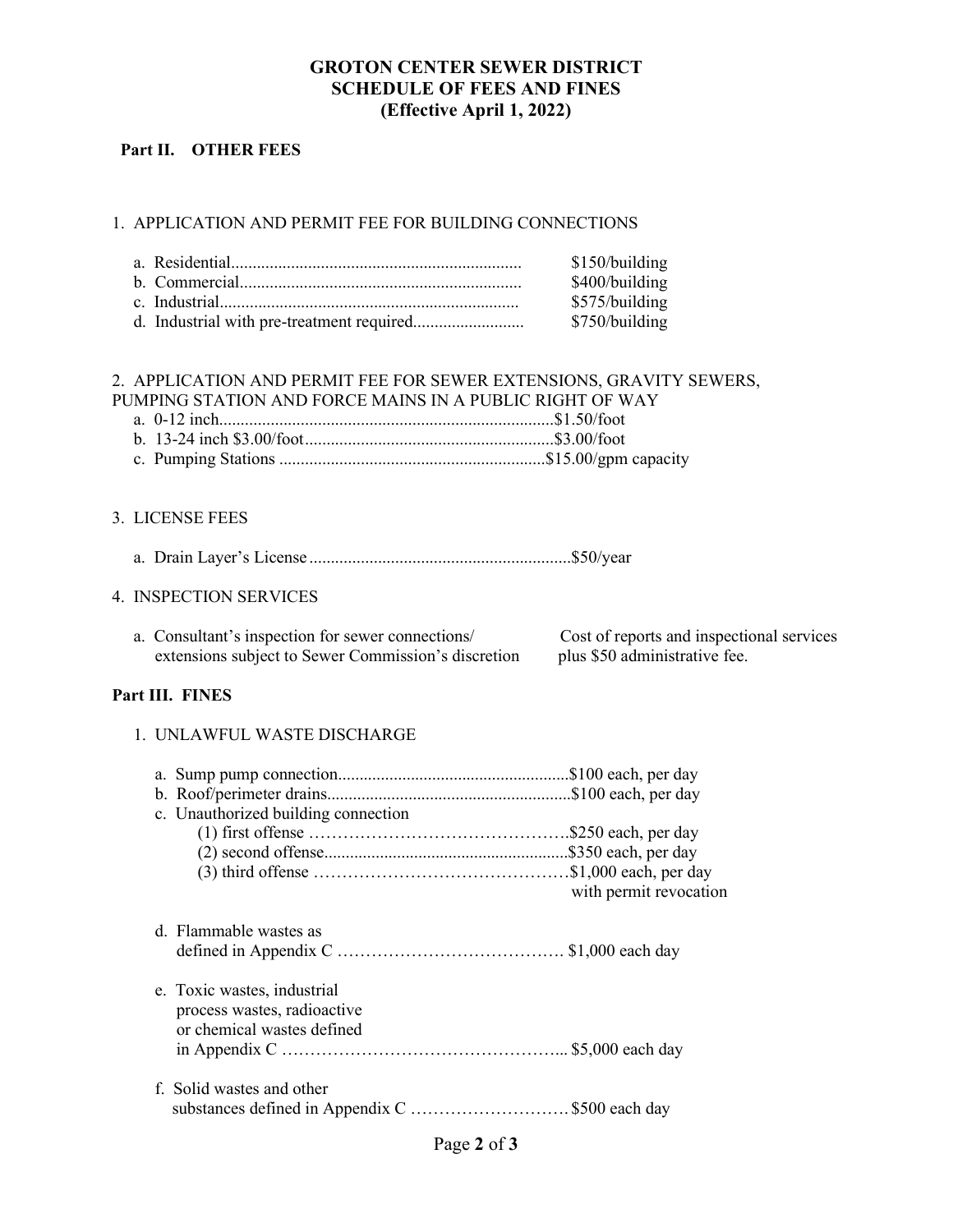# GROTON CENTER SEWER DISTRICT
# SCHEDULE OF FEES AND FINES
# (Effective April 1, 2022)

## Part II. OTHER FEES

1. APPLICATION AND PERMIT FEE FOR BUILDING CONNECTIONS

   a. Residential.................................................................... $150/building
   b. Commercial.................................................................. $400/building
   c. Industrial...................................................................... $575/building
   d. Industrial with pre-treatment required.......................... $750/building

2. APPLICATION AND PERMIT FEE FOR SEWER EXTENSIONS, GRAVITY SEWERS, PUMPING STATION AND FORCE MAINS IN A PUBLIC RIGHT OF WAY

   a. 0-12 inch..............................................................................$1.50/foot
   b. 13-24 inch $3.00/foot..........................................................$3.00/foot
   c. Pumping Stations ..............................................................$15.00/gpm capacity

3. LICENSE FEES

   a. Drain Layer's License .............................................................$50/year

4. INSPECTION SERVICES

   a. Consultant's inspection for sewer connections/ extensions subject to Sewer Commission's discretion — Cost of reports and inspectional services plus $50 administrative fee.

## Part III. FINES

1. UNLAWFUL WASTE DISCHARGE

   a. Sump pump connection......................................................$100 each, per day
   b. Roof/perimeter drains.........................................................$100 each, per day
   c. Unauthorized building connection
      (1) first offense ………………………………………..$250 each, per day
      (2) second offense.........................................................$350 each, per day
      (3) third offense ………………………………………$1,000 each, per day with permit revocation

   d. Flammable wastes as defined in Appendix C …………………………………. $1,000 each day

   e. Toxic wastes, industrial process wastes, radioactive or chemical wastes defined in Appendix C ………………………………………….. $5,000 each day

   f. Solid wastes and other substances defined in Appendix C ………………………. $500 each day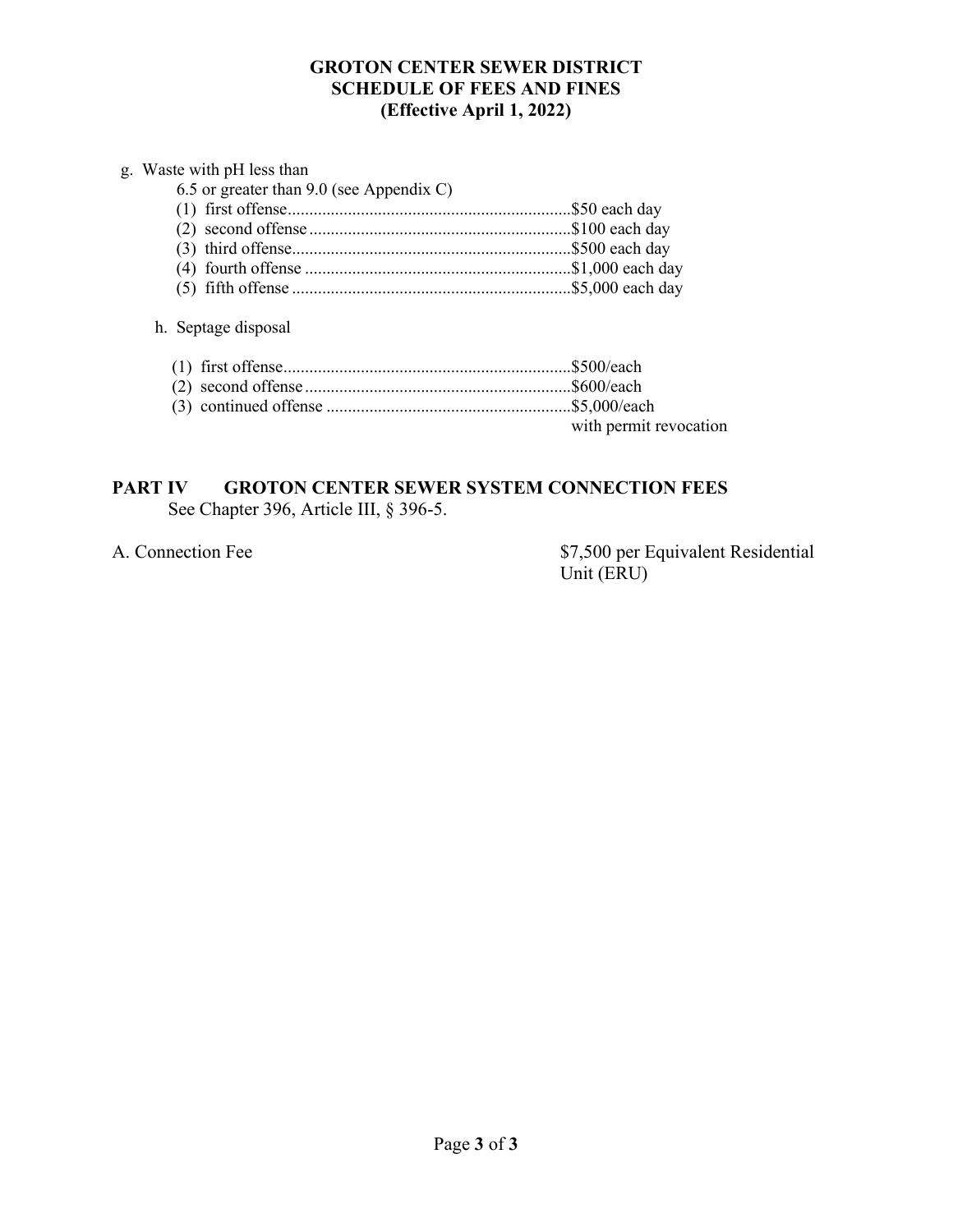g. Waste with pH less than 6.5 or greater than 9.0 (see Appendix C)

(1) first offense....................$50 each day
(2) second offense....................$100 each day
(3) third offense....................$500 each day
(4) fourth offense....................$1,000 each day
(5) fifth offense....................$5,000 each day

h. Septage disposal

(1) first offense....................$500/each
(2) second offense....................$600/each
(3) continued offense....................$5,000/each with permit revocation

## PART IV GROTON CENTER SEWER SYSTEM CONNECTION FEES

See Chapter 396, Article III, § 396-5.

A. Connection Fee — $7,500 per Equivalent Residential Unit (ERU)